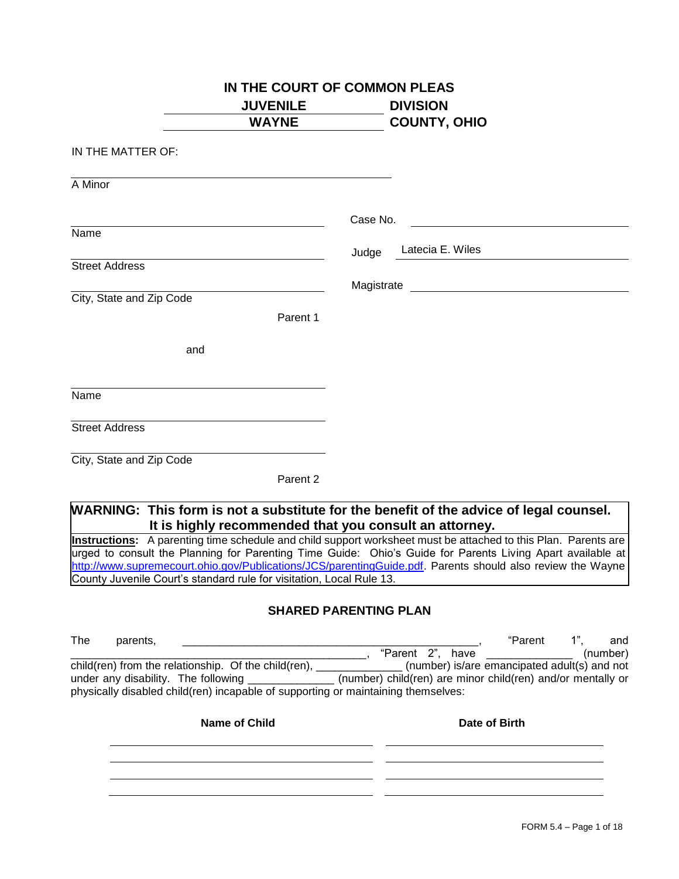# IN THE COURT OF COMMON PLEAS

**JUVENILE DIVISION**

**WAYNE COUNTY, OHIO**

IN THE MATTER OF:

______________________________
A Minor

______________________________
Name

______________________________
Street Address

______________________________
City, State and Zip Code

Parent 1

Case No. ______________________

Judge Latecia E. Wiles

Magistrate ______________________

and

______________________________
Name

______________________________
Street Address

______________________________
City, State and Zip Code

Parent 2

**WARNING: This form is not a substitute for the benefit of the advice of legal counsel. It is highly recommended that you consult an attorney.**

**Instructions:** A parenting time schedule and child support worksheet must be attached to this Plan. Parents are urged to consult the Planning for Parenting Time Guide: Ohio's Guide for Parents Living Apart available at http://www.supremecourt.ohio.gov/Publications/JCS/parentingGuide.pdf. Parents should also review the Wayne County Juvenile Court's standard rule for visitation, Local Rule 13.

## SHARED PARENTING PLAN

The parents, ________________________________________________, "Parent 1", and ________________________________________________, "Parent 2", have ______________ (number) child(ren) from the relationship. Of the child(ren), ______________ (number) is/are emancipated adult(s) and not under any disability. The following ______________ (number) child(ren) are minor child(ren) and/or mentally or physically disabled child(ren) incapable of supporting or maintaining themselves:

| Name of Child | Date of Birth |
|---|---|
| | |
| | |
| | |
| | |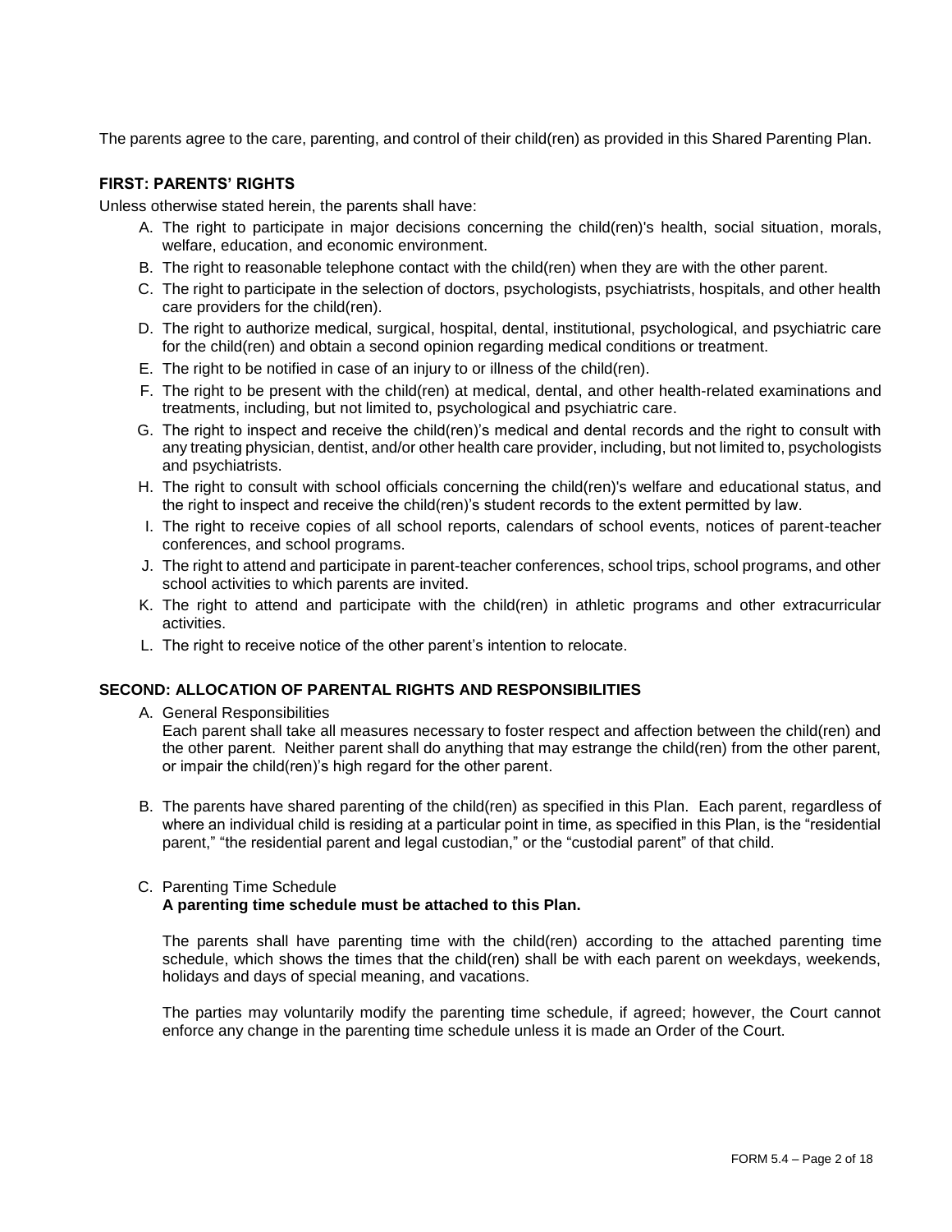The parents agree to the care, parenting, and control of their child(ren) as provided in this Shared Parenting Plan.

## FIRST: PARENTS' RIGHTS

Unless otherwise stated herein, the parents shall have:

A. The right to participate in major decisions concerning the child(ren)'s health, social situation, morals, welfare, education, and economic environment.
B. The right to reasonable telephone contact with the child(ren) when they are with the other parent.
C. The right to participate in the selection of doctors, psychologists, psychiatrists, hospitals, and other health care providers for the child(ren).
D. The right to authorize medical, surgical, hospital, dental, institutional, psychological, and psychiatric care for the child(ren) and obtain a second opinion regarding medical conditions or treatment.
E. The right to be notified in case of an injury to or illness of the child(ren).
F. The right to be present with the child(ren) at medical, dental, and other health-related examinations and treatments, including, but not limited to, psychological and psychiatric care.
G. The right to inspect and receive the child(ren)'s medical and dental records and the right to consult with any treating physician, dentist, and/or other health care provider, including, but not limited to, psychologists and psychiatrists.
H. The right to consult with school officials concerning the child(ren)'s welfare and educational status, and the right to inspect and receive the child(ren)'s student records to the extent permitted by law.
I. The right to receive copies of all school reports, calendars of school events, notices of parent-teacher conferences, and school programs.
J. The right to attend and participate in parent-teacher conferences, school trips, school programs, and other school activities to which parents are invited.
K. The right to attend and participate with the child(ren) in athletic programs and other extracurricular activities.
L. The right to receive notice of the other parent's intention to relocate.

## SECOND: ALLOCATION OF PARENTAL RIGHTS AND RESPONSIBILITIES

A. General Responsibilities

   Each parent shall take all measures necessary to foster respect and affection between the child(ren) and the other parent. Neither parent shall do anything that may estrange the child(ren) from the other parent, or impair the child(ren)'s high regard for the other parent.

B. The parents have shared parenting of the child(ren) as specified in this Plan. Each parent, regardless of where an individual child is residing at a particular point in time, as specified in this Plan, is the "residential parent," "the residential parent and legal custodian," or the "custodial parent" of that child.

C. Parenting Time Schedule

   **A parenting time schedule must be attached to this Plan.**

   The parents shall have parenting time with the child(ren) according to the attached parenting time schedule, which shows the times that the child(ren) shall be with each parent on weekdays, weekends, holidays and days of special meaning, and vacations.

   The parties may voluntarily modify the parenting time schedule, if agreed; however, the Court cannot enforce any change in the parenting time schedule unless it is made an Order of the Court.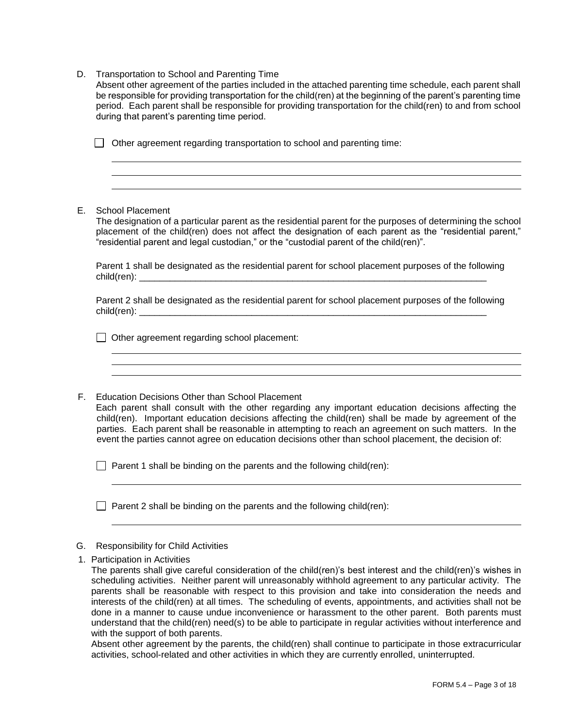D. Transportation to School and Parenting Time

Absent other agreement of the parties included in the attached parenting time schedule, each parent shall be responsible for providing transportation for the child(ren) at the beginning of the parent's parenting time period. Each parent shall be responsible for providing transportation for the child(ren) to and from school during that parent's parenting time period.

☐ Other agreement regarding transportation to school and parenting time:

______________________________________________________________________________

______________________________________________________________________________

______________________________________________________________________________

E. School Placement

The designation of a particular parent as the residential parent for the purposes of determining the school placement of the child(ren) does not affect the designation of each parent as the "residential parent," "residential parent and legal custodian," or the "custodial parent of the child(ren)".

Parent 1 shall be designated as the residential parent for school placement purposes of the following child(ren): ______________________________________________________________________

Parent 2 shall be designated as the residential parent for school placement purposes of the following child(ren): ______________________________________________________________________

☐ Other agreement regarding school placement:

______________________________________________________________________________

______________________________________________________________________________

______________________________________________________________________________

F. Education Decisions Other than School Placement

Each parent shall consult with the other regarding any important education decisions affecting the child(ren). Important education decisions affecting the child(ren) shall be made by agreement of the parties. Each parent shall be reasonable in attempting to reach an agreement on such matters. In the event the parties cannot agree on education decisions other than school placement, the decision of:

☐ Parent 1 shall be binding on the parents and the following child(ren):

______________________________________________________________________________

☐ Parent 2 shall be binding on the parents and the following child(ren):

______________________________________________________________________________

G. Responsibility for Child Activities

1. Participation in Activities

The parents shall give careful consideration of the child(ren)'s best interest and the child(ren)'s wishes in scheduling activities. Neither parent will unreasonably withhold agreement to any particular activity. The parents shall be reasonable with respect to this provision and take into consideration the needs and interests of the child(ren) at all times. The scheduling of events, appointments, and activities shall not be done in a manner to cause undue inconvenience or harassment to the other parent. Both parents must understand that the child(ren) need(s) to be able to participate in regular activities without interference and with the support of both parents.

Absent other agreement by the parents, the child(ren) shall continue to participate in those extracurricular activities, school-related and other activities in which they are currently enrolled, uninterrupted.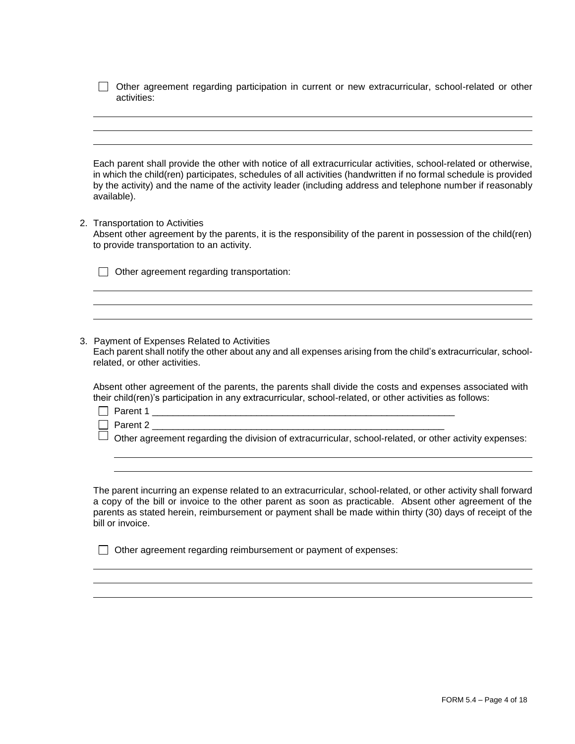☐ Other agreement regarding participation in current or new extracurricular, school-related or other activities:

\_\_\_\_\_\_\_\_\_\_\_\_\_\_\_\_\_\_\_\_\_\_\_\_\_\_\_\_\_\_\_\_\_\_\_\_\_\_\_\_\_\_\_\_\_\_\_\_\_\_\_\_\_\_\_\_\_\_\_\_\_\_\_\_\_\_\_\_\_\_\_\_

\_\_\_\_\_\_\_\_\_\_\_\_\_\_\_\_\_\_\_\_\_\_\_\_\_\_\_\_\_\_\_\_\_\_\_\_\_\_\_\_\_\_\_\_\_\_\_\_\_\_\_\_\_\_\_\_\_\_\_\_\_\_\_\_\_\_\_\_\_\_\_\_

\_\_\_\_\_\_\_\_\_\_\_\_\_\_\_\_\_\_\_\_\_\_\_\_\_\_\_\_\_\_\_\_\_\_\_\_\_\_\_\_\_\_\_\_\_\_\_\_\_\_\_\_\_\_\_\_\_\_\_\_\_\_\_\_\_\_\_\_\_\_\_\_

Each parent shall provide the other with notice of all extracurricular activities, school-related or otherwise, in which the child(ren) participates, schedules of all activities (handwritten if no formal schedule is provided by the activity) and the name of the activity leader (including address and telephone number if reasonably available).

2. Transportation to Activities

   Absent other agreement by the parents, it is the responsibility of the parent in possession of the child(ren) to provide transportation to an activity.

   ☐ Other agreement regarding transportation:

   \_\_\_\_\_\_\_\_\_\_\_\_\_\_\_\_\_\_\_\_\_\_\_\_\_\_\_\_\_\_\_\_\_\_\_\_\_\_\_\_\_\_\_\_\_\_\_\_\_\_\_\_\_\_\_\_\_\_\_\_\_\_\_\_\_\_\_\_\_\_\_\_

   \_\_\_\_\_\_\_\_\_\_\_\_\_\_\_\_\_\_\_\_\_\_\_\_\_\_\_\_\_\_\_\_\_\_\_\_\_\_\_\_\_\_\_\_\_\_\_\_\_\_\_\_\_\_\_\_\_\_\_\_\_\_\_\_\_\_\_\_\_\_\_\_

   \_\_\_\_\_\_\_\_\_\_\_\_\_\_\_\_\_\_\_\_\_\_\_\_\_\_\_\_\_\_\_\_\_\_\_\_\_\_\_\_\_\_\_\_\_\_\_\_\_\_\_\_\_\_\_\_\_\_\_\_\_\_\_\_\_\_\_\_\_\_\_\_

3. Payment of Expenses Related to Activities

   Each parent shall notify the other about any and all expenses arising from the child's extracurricular, school-related, or other activities.

   Absent other agreement of the parents, the parents shall divide the costs and expenses associated with their child(ren)'s participation in any extracurricular, school-related, or other activities as follows:

   ☐ Parent 1 \_\_\_\_\_\_\_\_\_\_\_\_\_\_\_\_\_\_\_\_\_\_\_\_\_\_\_\_\_\_\_\_\_\_\_\_\_\_\_\_\_\_\_\_\_\_\_\_\_\_\_\_\_\_\_\_

   ☐ Parent 2 \_\_\_\_\_\_\_\_\_\_\_\_\_\_\_\_\_\_\_\_\_\_\_\_\_\_\_\_\_\_\_\_\_\_\_\_\_\_\_\_\_\_\_\_\_\_\_\_\_\_\_\_\_\_\_

   ☐ Other agreement regarding the division of extracurricular, school-related, or other activity expenses:

   \_\_\_\_\_\_\_\_\_\_\_\_\_\_\_\_\_\_\_\_\_\_\_\_\_\_\_\_\_\_\_\_\_\_\_\_\_\_\_\_\_\_\_\_\_\_\_\_\_\_\_\_\_\_\_\_\_\_\_\_\_\_\_\_\_\_\_\_

   \_\_\_\_\_\_\_\_\_\_\_\_\_\_\_\_\_\_\_\_\_\_\_\_\_\_\_\_\_\_\_\_\_\_\_\_\_\_\_\_\_\_\_\_\_\_\_\_\_\_\_\_\_\_\_\_\_\_\_\_\_\_\_\_\_\_\_\_

   The parent incurring an expense related to an extracurricular, school-related, or other activity shall forward a copy of the bill or invoice to the other parent as soon as practicable. Absent other agreement of the parents as stated herein, reimbursement or payment shall be made within thirty (30) days of receipt of the bill or invoice.

   ☐ Other agreement regarding reimbursement or payment of expenses:

   \_\_\_\_\_\_\_\_\_\_\_\_\_\_\_\_\_\_\_\_\_\_\_\_\_\_\_\_\_\_\_\_\_\_\_\_\_\_\_\_\_\_\_\_\_\_\_\_\_\_\_\_\_\_\_\_\_\_\_\_\_\_\_\_\_\_\_\_\_\_\_\_

   \_\_\_\_\_\_\_\_\_\_\_\_\_\_\_\_\_\_\_\_\_\_\_\_\_\_\_\_\_\_\_\_\_\_\_\_\_\_\_\_\_\_\_\_\_\_\_\_\_\_\_\_\_\_\_\_\_\_\_\_\_\_\_\_\_\_\_\_\_\_\_\_

   \_\_\_\_\_\_\_\_\_\_\_\_\_\_\_\_\_\_\_\_\_\_\_\_\_\_\_\_\_\_\_\_\_\_\_\_\_\_\_\_\_\_\_\_\_\_\_\_\_\_\_\_\_\_\_\_\_\_\_\_\_\_\_\_\_\_\_\_\_\_\_\_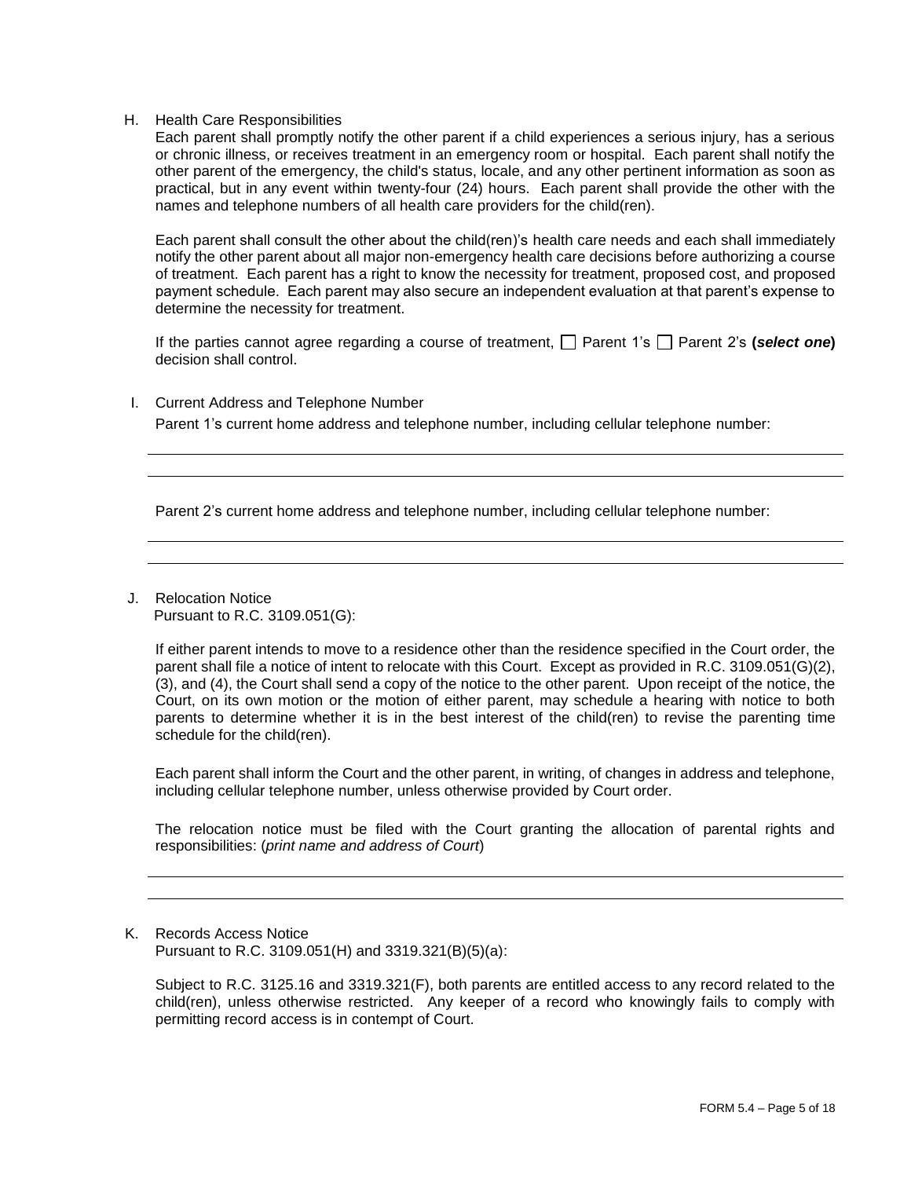H. Health Care Responsibilities

Each parent shall promptly notify the other parent if a child experiences a serious injury, has a serious or chronic illness, or receives treatment in an emergency room or hospital. Each parent shall notify the other parent of the emergency, the child's status, locale, and any other pertinent information as soon as practical, but in any event within twenty-four (24) hours. Each parent shall provide the other with the names and telephone numbers of all health care providers for the child(ren).

Each parent shall consult the other about the child(ren)'s health care needs and each shall immediately notify the other parent about all major non-emergency health care decisions before authorizing a course of treatment. Each parent has a right to know the necessity for treatment, proposed cost, and proposed payment schedule. Each parent may also secure an independent evaluation at that parent's expense to determine the necessity for treatment.

If the parties cannot agree regarding a course of treatment, ☐ Parent 1's ☐ Parent 2's **(*select one*)** decision shall control.

I. Current Address and Telephone Number

Parent 1's current home address and telephone number, including cellular telephone number:

______________________________________________________________________________

______________________________________________________________________________

Parent 2's current home address and telephone number, including cellular telephone number:

______________________________________________________________________________

______________________________________________________________________________

J. Relocation Notice

Pursuant to R.C. 3109.051(G):

If either parent intends to move to a residence other than the residence specified in the Court order, the parent shall file a notice of intent to relocate with this Court. Except as provided in R.C. 3109.051(G)(2), (3), and (4), the Court shall send a copy of the notice to the other parent. Upon receipt of the notice, the Court, on its own motion or the motion of either parent, may schedule a hearing with notice to both parents to determine whether it is in the best interest of the child(ren) to revise the parenting time schedule for the child(ren).

Each parent shall inform the Court and the other parent, in writing, of changes in address and telephone, including cellular telephone number, unless otherwise provided by Court order.

The relocation notice must be filed with the Court granting the allocation of parental rights and responsibilities: (*print name and address of Court*)

______________________________________________________________________________

______________________________________________________________________________

K. Records Access Notice

Pursuant to R.C. 3109.051(H) and 3319.321(B)(5)(a):

Subject to R.C. 3125.16 and 3319.321(F), both parents are entitled access to any record related to the child(ren), unless otherwise restricted. Any keeper of a record who knowingly fails to comply with permitting record access is in contempt of Court.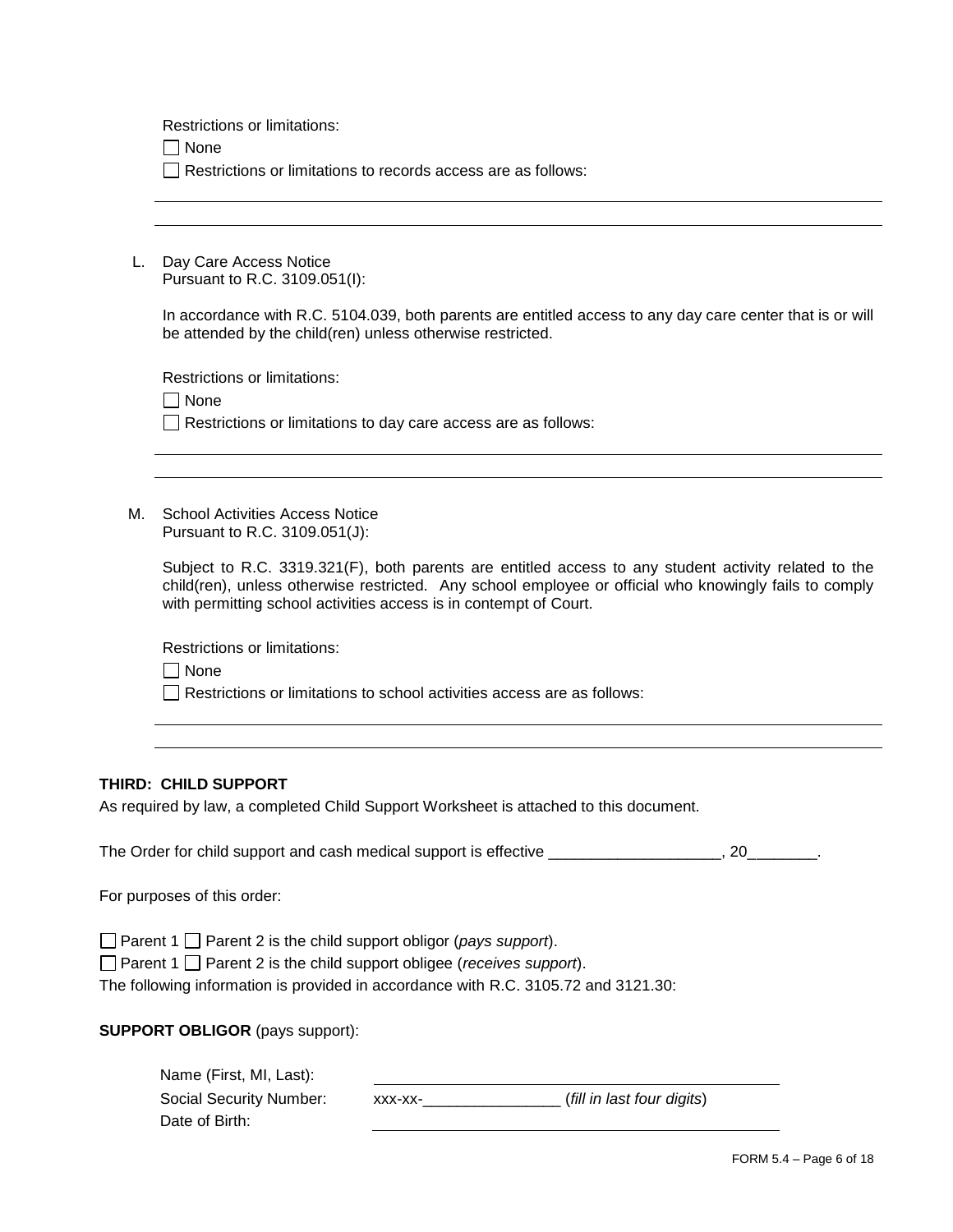Restrictions or limitations:

☐ None

☐ Restrictions or limitations to records access are as follows:

______________________________________________________________________

______________________________________________________________________

L. Day Care Access Notice
Pursuant to R.C. 3109.051(I):

In accordance with R.C. 5104.039, both parents are entitled access to any day care center that is or will be attended by the child(ren) unless otherwise restricted.

Restrictions or limitations:

☐ None

☐ Restrictions or limitations to day care access are as follows:

______________________________________________________________________

______________________________________________________________________

M. School Activities Access Notice
Pursuant to R.C. 3109.051(J):

Subject to R.C. 3319.321(F), both parents are entitled access to any student activity related to the child(ren), unless otherwise restricted. Any school employee or official who knowingly fails to comply with permitting school activities access is in contempt of Court.

Restrictions or limitations:

☐ None

☐ Restrictions or limitations to school activities access are as follows:

______________________________________________________________________

______________________________________________________________________

**THIRD: CHILD SUPPORT**

As required by law, a completed Child Support Worksheet is attached to this document.

The Order for child support and cash medical support is effective ____________________, 20________.

For purposes of this order:

☐ Parent 1 ☐ Parent 2 is the child support obligor (*pays support*).

☐ Parent 1 ☐ Parent 2 is the child support obligee (*receives support*).

The following information is provided in accordance with R.C. 3105.72 and 3121.30:

**SUPPORT OBLIGOR** (pays support):

Name (First, MI, Last): ______________________________________________

Social Security Number: xxx-xx-________________ (*fill in last four digits*)

Date of Birth: ______________________________________________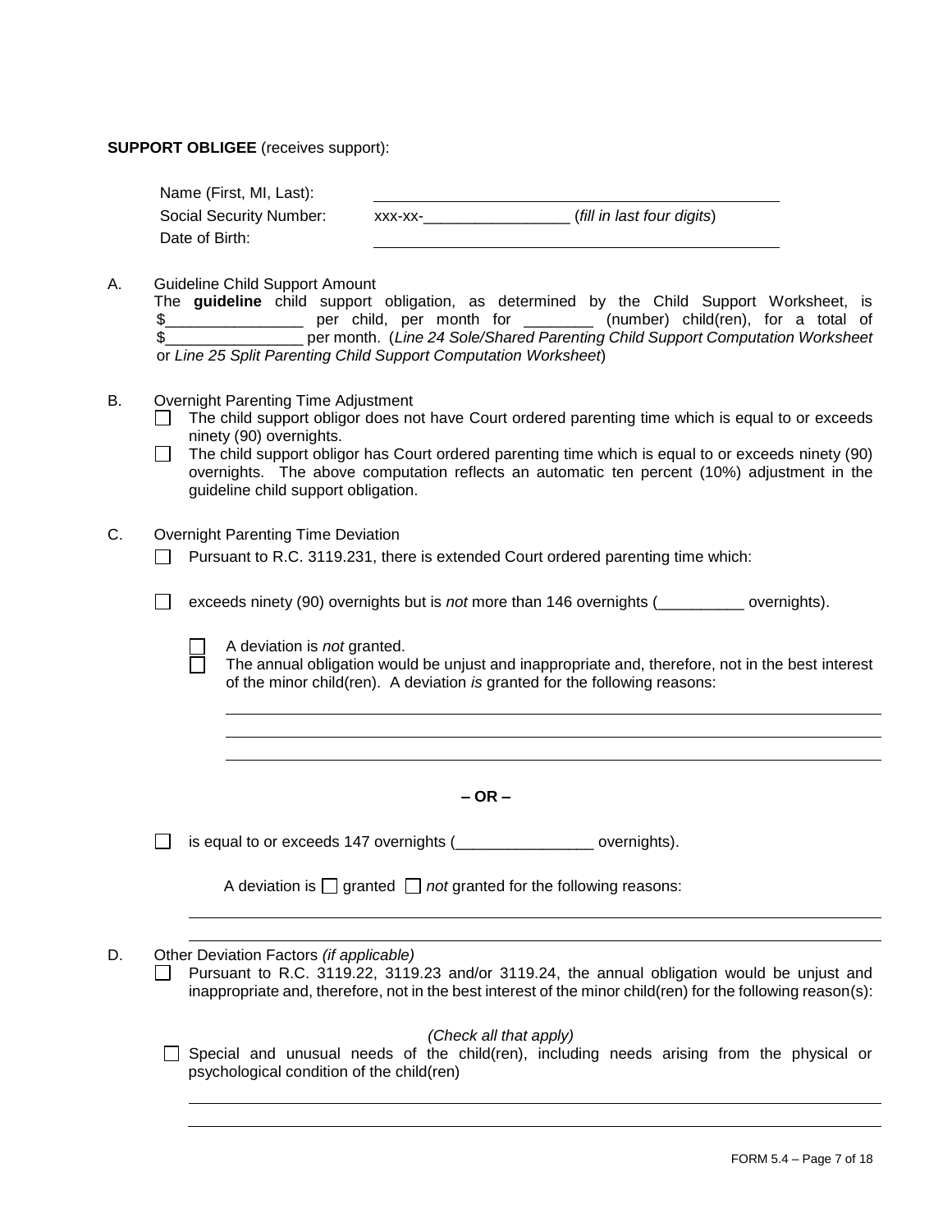**SUPPORT OBLIGEE** (receives support):

Name (First, MI, Last): \_\_\_\_\_\_\_\_\_\_\_\_\_\_\_\_\_\_\_\_\_\_\_\_\_\_\_\_\_\_\_\_\_\_\_\_\_\_\_\_

Social Security Number: xxx-xx-\_\_\_\_\_\_\_\_\_\_\_\_\_\_\_\_\_ (*fill in last four digits*)

Date of Birth: \_\_\_\_\_\_\_\_\_\_\_\_\_\_\_\_\_\_\_\_\_\_\_\_\_\_\_\_\_\_\_\_\_\_\_\_\_\_\_\_

A. Guideline Child Support Amount

The **guideline** child support obligation, as determined by the Child Support Worksheet, is $\_\_\_\_\_\_\_\_\_\_\_\_\_\_\_\_ per child, per month for \_\_\_\_\_\_\_\_ (number) child(ren), for a total of $\_\_\_\_\_\_\_\_\_\_\_\_\_\_\_\_ per month. (*Line 24 Sole/Shared Parenting Child Support Computation Worksheet* or *Line 25 Split Parenting Child Support Computation Worksheet*)

B. Overnight Parenting Time Adjustment

☐ The child support obligor does not have Court ordered parenting time which is equal to or exceeds ninety (90) overnights.

☐ The child support obligor has Court ordered parenting time which is equal to or exceeds ninety (90) overnights. The above computation reflects an automatic ten percent (10%) adjustment in the guideline child support obligation.

C. Overnight Parenting Time Deviation

☐ Pursuant to R.C. 3119.231, there is extended Court ordered parenting time which:

☐ exceeds ninety (90) overnights but is *not* more than 146 overnights (\_\_\_\_\_\_\_\_\_\_ overnights).

☐ A deviation is *not* granted.

☐ The annual obligation would be unjust and inappropriate and, therefore, not in the best interest of the minor child(ren). A deviation *is* granted for the following reasons:

\_\_\_\_\_\_\_\_\_\_\_\_\_\_\_\_\_\_\_\_\_\_\_\_\_\_\_\_\_\_\_\_\_\_\_\_\_\_\_\_\_\_\_\_\_\_\_\_\_\_\_\_\_\_\_\_\_\_\_\_\_\_\_\_

\_\_\_\_\_\_\_\_\_\_\_\_\_\_\_\_\_\_\_\_\_\_\_\_\_\_\_\_\_\_\_\_\_\_\_\_\_\_\_\_\_\_\_\_\_\_\_\_\_\_\_\_\_\_\_\_\_\_\_\_\_\_\_\_

\_\_\_\_\_\_\_\_\_\_\_\_\_\_\_\_\_\_\_\_\_\_\_\_\_\_\_\_\_\_\_\_\_\_\_\_\_\_\_\_\_\_\_\_\_\_\_\_\_\_\_\_\_\_\_\_\_\_\_\_\_\_\_\_

**– OR –**

☐ is equal to or exceeds 147 overnights (\_\_\_\_\_\_\_\_\_\_\_\_\_\_\_\_ overnights).

A deviation is ☐ granted ☐ *not* granted for the following reasons:

\_\_\_\_\_\_\_\_\_\_\_\_\_\_\_\_\_\_\_\_\_\_\_\_\_\_\_\_\_\_\_\_\_\_\_\_\_\_\_\_\_\_\_\_\_\_\_\_\_\_\_\_\_\_\_\_\_\_\_\_\_\_\_\_

\_\_\_\_\_\_\_\_\_\_\_\_\_\_\_\_\_\_\_\_\_\_\_\_\_\_\_\_\_\_\_\_\_\_\_\_\_\_\_\_\_\_\_\_\_\_\_\_\_\_\_\_\_\_\_\_\_\_\_\_\_\_\_\_

D. Other Deviation Factors *(if applicable)*

☐ Pursuant to R.C. 3119.22, 3119.23 and/or 3119.24, the annual obligation would be unjust and inappropriate and, therefore, not in the best interest of the minor child(ren) for the following reason(s):

*(Check all that apply)*

☐ Special and unusual needs of the child(ren), including needs arising from the physical or psychological condition of the child(ren)

\_\_\_\_\_\_\_\_\_\_\_\_\_\_\_\_\_\_\_\_\_\_\_\_\_\_\_\_\_\_\_\_\_\_\_\_\_\_\_\_\_\_\_\_\_\_\_\_\_\_\_\_\_\_\_\_\_\_\_\_\_\_\_\_

\_\_\_\_\_\_\_\_\_\_\_\_\_\_\_\_\_\_\_\_\_\_\_\_\_\_\_\_\_\_\_\_\_\_\_\_\_\_\_\_\_\_\_\_\_\_\_\_\_\_\_\_\_\_\_\_\_\_\_\_\_\_\_\_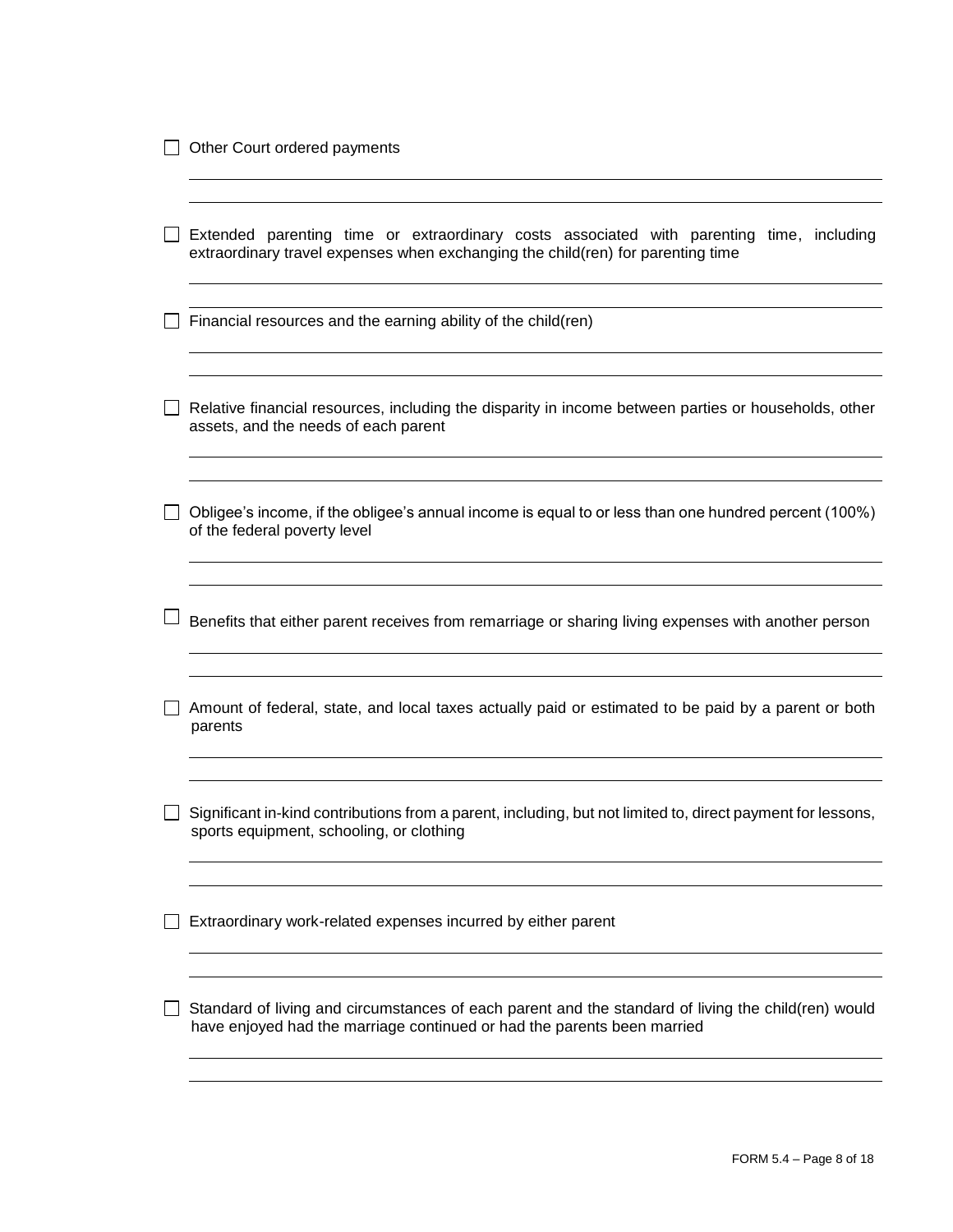- [ ] Other Court ordered payments

_______________________________________________________________________________

_______________________________________________________________________________

- [ ] Extended parenting time or extraordinary costs associated with parenting time, including extraordinary travel expenses when exchanging the child(ren) for parenting time

_______________________________________________________________________________

_______________________________________________________________________________

- [ ] Financial resources and the earning ability of the child(ren)

_______________________________________________________________________________

_______________________________________________________________________________

- [ ] Relative financial resources, including the disparity in income between parties or households, other assets, and the needs of each parent

_______________________________________________________________________________

_______________________________________________________________________________

- [ ] Obligee's income, if the obligee's annual income is equal to or less than one hundred percent (100%) of the federal poverty level

_______________________________________________________________________________

_______________________________________________________________________________

- [ ] Benefits that either parent receives from remarriage or sharing living expenses with another person

_______________________________________________________________________________

_______________________________________________________________________________

- [ ] Amount of federal, state, and local taxes actually paid or estimated to be paid by a parent or both parents

_______________________________________________________________________________

_______________________________________________________________________________

- [ ] Significant in-kind contributions from a parent, including, but not limited to, direct payment for lessons, sports equipment, schooling, or clothing

_______________________________________________________________________________

_______________________________________________________________________________

- [ ] Extraordinary work-related expenses incurred by either parent

_______________________________________________________________________________

_______________________________________________________________________________

- [ ] Standard of living and circumstances of each parent and the standard of living the child(ren) would have enjoyed had the marriage continued or had the parents been married

_______________________________________________________________________________

_______________________________________________________________________________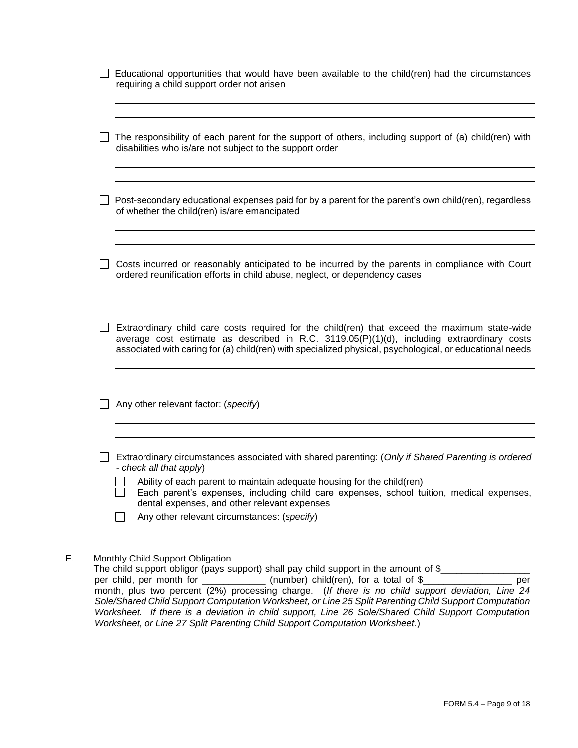☐ Educational opportunities that would have been available to the child(ren) had the circumstances requiring a child support order not arisen

______________________________________________________________________________

______________________________________________________________________________

☐ The responsibility of each parent for the support of others, including support of (a) child(ren) with disabilities who is/are not subject to the support order

______________________________________________________________________________

______________________________________________________________________________

☐ Post-secondary educational expenses paid for by a parent for the parent's own child(ren), regardless of whether the child(ren) is/are emancipated

______________________________________________________________________________

______________________________________________________________________________

☐ Costs incurred or reasonably anticipated to be incurred by the parents in compliance with Court ordered reunification efforts in child abuse, neglect, or dependency cases

______________________________________________________________________________

______________________________________________________________________________

☐ Extraordinary child care costs required for the child(ren) that exceed the maximum state-wide average cost estimate as described in R.C. 3119.05(P)(1)(d), including extraordinary costs associated with caring for (a) child(ren) with specialized physical, psychological, or educational needs

______________________________________________________________________________

______________________________________________________________________________

☐ Any other relevant factor: (*specify*)

______________________________________________________________________________

______________________________________________________________________________

☐ Extraordinary circumstances associated with shared parenting: (*Only if Shared Parenting is ordered - check all that apply*)

☐ Ability of each parent to maintain adequate housing for the child(ren)
☐ Each parent's expenses, including child care expenses, school tuition, medical expenses, dental expenses, and other relevant expenses
☐ Any other relevant circumstances: (*specify*)

______________________________________________________________________________

E. Monthly Child Support Obligation
The child support obligor (pays support) shall pay child support in the amount of $_________________ per child, per month for ____________ (number) child(ren), for a total of $_________________ per month, plus two percent (2%) processing charge. (*If there is no child support deviation, Line 24 Sole/Shared Child Support Computation Worksheet, or Line 25 Split Parenting Child Support Computation Worksheet. If there is a deviation in child support, Line 26 Sole/Shared Child Support Computation Worksheet, or Line 27 Split Parenting Child Support Computation Worksheet*.)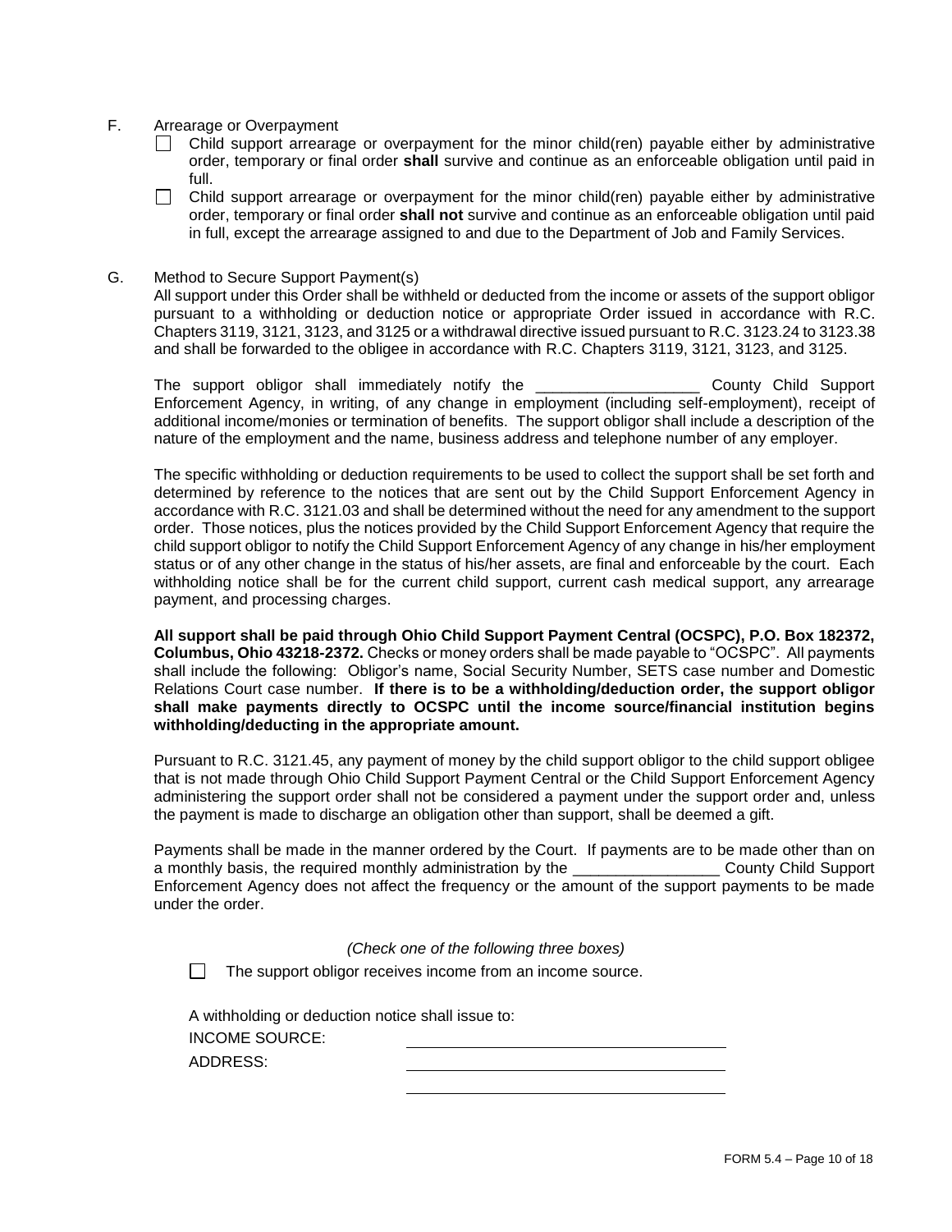F. Arrearage or Overpayment

☐ Child support arrearage or overpayment for the minor child(ren) payable either by administrative order, temporary or final order **shall** survive and continue as an enforceable obligation until paid in full.

☐ Child support arrearage or overpayment for the minor child(ren) payable either by administrative order, temporary or final order **shall not** survive and continue as an enforceable obligation until paid in full, except the arrearage assigned to and due to the Department of Job and Family Services.

G. Method to Secure Support Payment(s)

All support under this Order shall be withheld or deducted from the income or assets of the support obligor pursuant to a withholding or deduction notice or appropriate Order issued in accordance with R.C. Chapters 3119, 3121, 3123, and 3125 or a withdrawal directive issued pursuant to R.C. 3123.24 to 3123.38 and shall be forwarded to the obligee in accordance with R.C. Chapters 3119, 3121, 3123, and 3125.

The support obligor shall immediately notify the ___________________ County Child Support Enforcement Agency, in writing, of any change in employment (including self-employment), receipt of additional income/monies or termination of benefits. The support obligor shall include a description of the nature of the employment and the name, business address and telephone number of any employer.

The specific withholding or deduction requirements to be used to collect the support shall be set forth and determined by reference to the notices that are sent out by the Child Support Enforcement Agency in accordance with R.C. 3121.03 and shall be determined without the need for any amendment to the support order. Those notices, plus the notices provided by the Child Support Enforcement Agency that require the child support obligor to notify the Child Support Enforcement Agency of any change in his/her employment status or of any other change in the status of his/her assets, are final and enforceable by the court. Each withholding notice shall be for the current child support, current cash medical support, any arrearage payment, and processing charges.

**All support shall be paid through Ohio Child Support Payment Central (OCSPC), P.O. Box 182372, Columbus, Ohio 43218-2372.** Checks or money orders shall be made payable to "OCSPC". All payments shall include the following: Obligor's name, Social Security Number, SETS case number and Domestic Relations Court case number. **If there is to be a withholding/deduction order, the support obligor shall make payments directly to OCSPC until the income source/financial institution begins withholding/deducting in the appropriate amount.**

Pursuant to R.C. 3121.45, any payment of money by the child support obligor to the child support obligee that is not made through Ohio Child Support Payment Central or the Child Support Enforcement Agency administering the support order shall not be considered a payment under the support order and, unless the payment is made to discharge an obligation other than support, shall be deemed a gift.

Payments shall be made in the manner ordered by the Court. If payments are to be made other than on a monthly basis, the required monthly administration by the _________________ County Child Support Enforcement Agency does not affect the frequency or the amount of the support payments to be made under the order.

*(Check one of the following three boxes)*

☐ The support obligor receives income from an income source.

A withholding or deduction notice shall issue to:

INCOME SOURCE: ______________________________________

ADDRESS: ______________________________________

______________________________________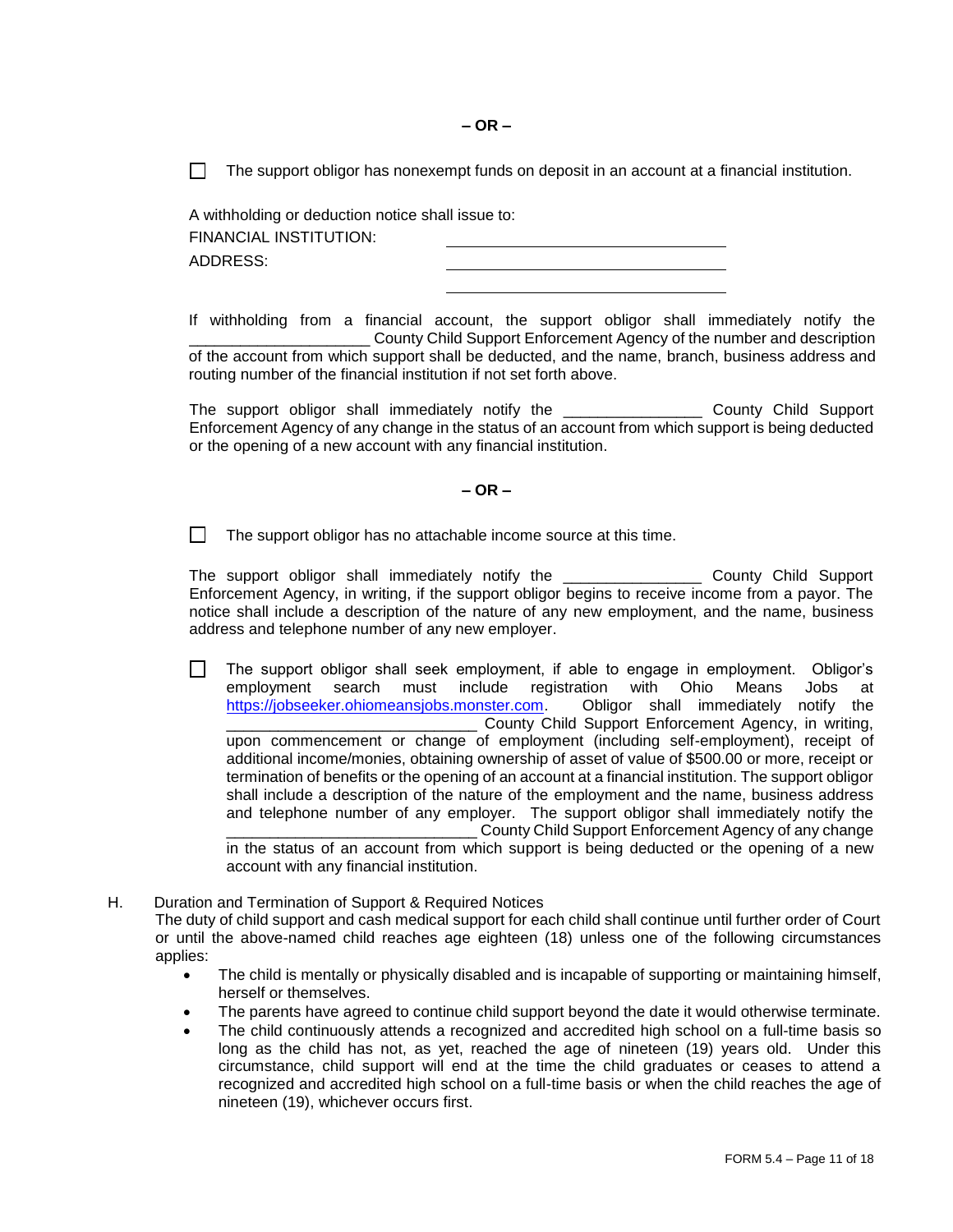**– OR –**

☐ The support obligor has nonexempt funds on deposit in an account at a financial institution.

A withholding or deduction notice shall issue to:

FINANCIAL INSTITUTION: ______________________________

ADDRESS: ______________________________

______________________________

If withholding from a financial account, the support obligor shall immediately notify the ____________________ County Child Support Enforcement Agency of the number and description of the account from which support shall be deducted, and the name, branch, business address and routing number of the financial institution if not set forth above.

The support obligor shall immediately notify the _______________ County Child Support Enforcement Agency of any change in the status of an account from which support is being deducted or the opening of a new account with any financial institution.

**– OR –**

☐ The support obligor has no attachable income source at this time.

The support obligor shall immediately notify the _______________ County Child Support Enforcement Agency, in writing, if the support obligor begins to receive income from a payor. The notice shall include a description of the nature of any new employment, and the name, business address and telephone number of any new employer.

☐ The support obligor shall seek employment, if able to engage in employment. Obligor's employment search must include registration with Ohio Means Jobs at https://jobseeker.ohiomeansjobs.monster.com. Obligor shall immediately notify the ____________________________ County Child Support Enforcement Agency, in writing, upon commencement or change of employment (including self-employment), receipt of additional income/monies, obtaining ownership of asset of value of $500.00 or more, receipt or termination of benefits or the opening of an account at a financial institution. The support obligor shall include a description of the nature of the employment and the name, business address and telephone number of any employer. The support obligor shall immediately notify the ____________________________ County Child Support Enforcement Agency of any change in the status of an account from which support is being deducted or the opening of a new account with any financial institution.

H. Duration and Termination of Support & Required Notices

The duty of child support and cash medical support for each child shall continue until further order of Court or until the above-named child reaches age eighteen (18) unless one of the following circumstances applies:

- The child is mentally or physically disabled and is incapable of supporting or maintaining himself, herself or themselves.
- The parents have agreed to continue child support beyond the date it would otherwise terminate.
- The child continuously attends a recognized and accredited high school on a full-time basis so long as the child has not, as yet, reached the age of nineteen (19) years old. Under this circumstance, child support will end at the time the child graduates or ceases to attend a recognized and accredited high school on a full-time basis or when the child reaches the age of nineteen (19), whichever occurs first.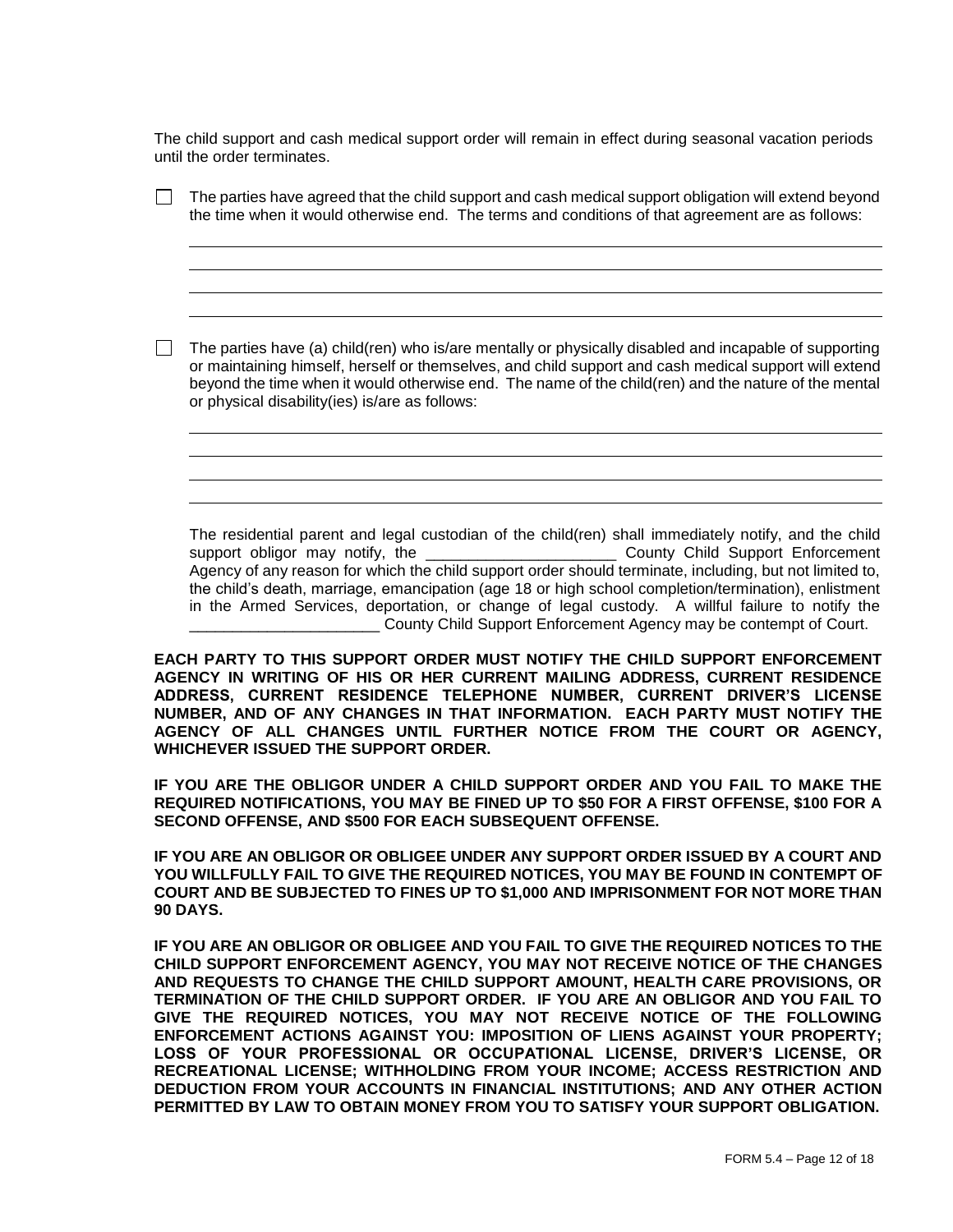The child support and cash medical support order will remain in effect during seasonal vacation periods until the order terminates.

☐ The parties have agreed that the child support and cash medical support obligation will extend beyond the time when it would otherwise end. The terms and conditions of that agreement are as follows:

\_\_\_\_\_\_\_\_\_\_\_\_\_\_\_\_\_\_\_\_\_\_\_\_\_\_\_\_\_\_\_\_\_\_\_\_\_\_\_\_\_\_\_\_\_\_\_\_\_\_\_\_\_\_\_\_\_\_\_\_\_\_\_\_\_\_\_\_\_\_\_\_

\_\_\_\_\_\_\_\_\_\_\_\_\_\_\_\_\_\_\_\_\_\_\_\_\_\_\_\_\_\_\_\_\_\_\_\_\_\_\_\_\_\_\_\_\_\_\_\_\_\_\_\_\_\_\_\_\_\_\_\_\_\_\_\_\_\_\_\_\_\_\_\_

\_\_\_\_\_\_\_\_\_\_\_\_\_\_\_\_\_\_\_\_\_\_\_\_\_\_\_\_\_\_\_\_\_\_\_\_\_\_\_\_\_\_\_\_\_\_\_\_\_\_\_\_\_\_\_\_\_\_\_\_\_\_\_\_\_\_\_\_\_\_\_\_

\_\_\_\_\_\_\_\_\_\_\_\_\_\_\_\_\_\_\_\_\_\_\_\_\_\_\_\_\_\_\_\_\_\_\_\_\_\_\_\_\_\_\_\_\_\_\_\_\_\_\_\_\_\_\_\_\_\_\_\_\_\_\_\_\_\_\_\_\_\_\_\_

☐ The parties have (a) child(ren) who is/are mentally or physically disabled and incapable of supporting or maintaining himself, herself or themselves, and child support and cash medical support will extend beyond the time when it would otherwise end. The name of the child(ren) and the nature of the mental or physical disability(ies) is/are as follows:

\_\_\_\_\_\_\_\_\_\_\_\_\_\_\_\_\_\_\_\_\_\_\_\_\_\_\_\_\_\_\_\_\_\_\_\_\_\_\_\_\_\_\_\_\_\_\_\_\_\_\_\_\_\_\_\_\_\_\_\_\_\_\_\_\_\_\_\_\_\_\_\_

\_\_\_\_\_\_\_\_\_\_\_\_\_\_\_\_\_\_\_\_\_\_\_\_\_\_\_\_\_\_\_\_\_\_\_\_\_\_\_\_\_\_\_\_\_\_\_\_\_\_\_\_\_\_\_\_\_\_\_\_\_\_\_\_\_\_\_\_\_\_\_\_

\_\_\_\_\_\_\_\_\_\_\_\_\_\_\_\_\_\_\_\_\_\_\_\_\_\_\_\_\_\_\_\_\_\_\_\_\_\_\_\_\_\_\_\_\_\_\_\_\_\_\_\_\_\_\_\_\_\_\_\_\_\_\_\_\_\_\_\_\_\_\_\_

\_\_\_\_\_\_\_\_\_\_\_\_\_\_\_\_\_\_\_\_\_\_\_\_\_\_\_\_\_\_\_\_\_\_\_\_\_\_\_\_\_\_\_\_\_\_\_\_\_\_\_\_\_\_\_\_\_\_\_\_\_\_\_\_\_\_\_\_\_\_\_\_

The residential parent and legal custodian of the child(ren) shall immediately notify, and the child support obligor may notify, the \_\_\_\_\_\_\_\_\_\_\_\_\_\_\_\_\_\_\_\_\_\_ County Child Support Enforcement Agency of any reason for which the child support order should terminate, including, but not limited to, the child's death, marriage, emancipation (age 18 or high school completion/termination), enlistment in the Armed Services, deportation, or change of legal custody. A willful failure to notify the \_\_\_\_\_\_\_\_\_\_\_\_\_\_\_\_\_\_\_\_\_\_ County Child Support Enforcement Agency may be contempt of Court.

**EACH PARTY TO THIS SUPPORT ORDER MUST NOTIFY THE CHILD SUPPORT ENFORCEMENT AGENCY IN WRITING OF HIS OR HER CURRENT MAILING ADDRESS, CURRENT RESIDENCE ADDRESS, CURRENT RESIDENCE TELEPHONE NUMBER, CURRENT DRIVER'S LICENSE NUMBER, AND OF ANY CHANGES IN THAT INFORMATION. EACH PARTY MUST NOTIFY THE AGENCY OF ALL CHANGES UNTIL FURTHER NOTICE FROM THE COURT OR AGENCY, WHICHEVER ISSUED THE SUPPORT ORDER.**

**IF YOU ARE THE OBLIGOR UNDER A CHILD SUPPORT ORDER AND YOU FAIL TO MAKE THE REQUIRED NOTIFICATIONS, YOU MAY BE FINED UP TO $50 FOR A FIRST OFFENSE, $100 FOR A SECOND OFFENSE, AND $500 FOR EACH SUBSEQUENT OFFENSE.**

**IF YOU ARE AN OBLIGOR OR OBLIGEE UNDER ANY SUPPORT ORDER ISSUED BY A COURT AND YOU WILLFULLY FAIL TO GIVE THE REQUIRED NOTICES, YOU MAY BE FOUND IN CONTEMPT OF COURT AND BE SUBJECTED TO FINES UP TO $1,000 AND IMPRISONMENT FOR NOT MORE THAN 90 DAYS.**

**IF YOU ARE AN OBLIGOR OR OBLIGEE AND YOU FAIL TO GIVE THE REQUIRED NOTICES TO THE CHILD SUPPORT ENFORCEMENT AGENCY, YOU MAY NOT RECEIVE NOTICE OF THE CHANGES AND REQUESTS TO CHANGE THE CHILD SUPPORT AMOUNT, HEALTH CARE PROVISIONS, OR TERMINATION OF THE CHILD SUPPORT ORDER. IF YOU ARE AN OBLIGOR AND YOU FAIL TO GIVE THE REQUIRED NOTICES, YOU MAY NOT RECEIVE NOTICE OF THE FOLLOWING ENFORCEMENT ACTIONS AGAINST YOU: IMPOSITION OF LIENS AGAINST YOUR PROPERTY; LOSS OF YOUR PROFESSIONAL OR OCCUPATIONAL LICENSE, DRIVER'S LICENSE, OR RECREATIONAL LICENSE; WITHHOLDING FROM YOUR INCOME; ACCESS RESTRICTION AND DEDUCTION FROM YOUR ACCOUNTS IN FINANCIAL INSTITUTIONS; AND ANY OTHER ACTION PERMITTED BY LAW TO OBTAIN MONEY FROM YOU TO SATISFY YOUR SUPPORT OBLIGATION.**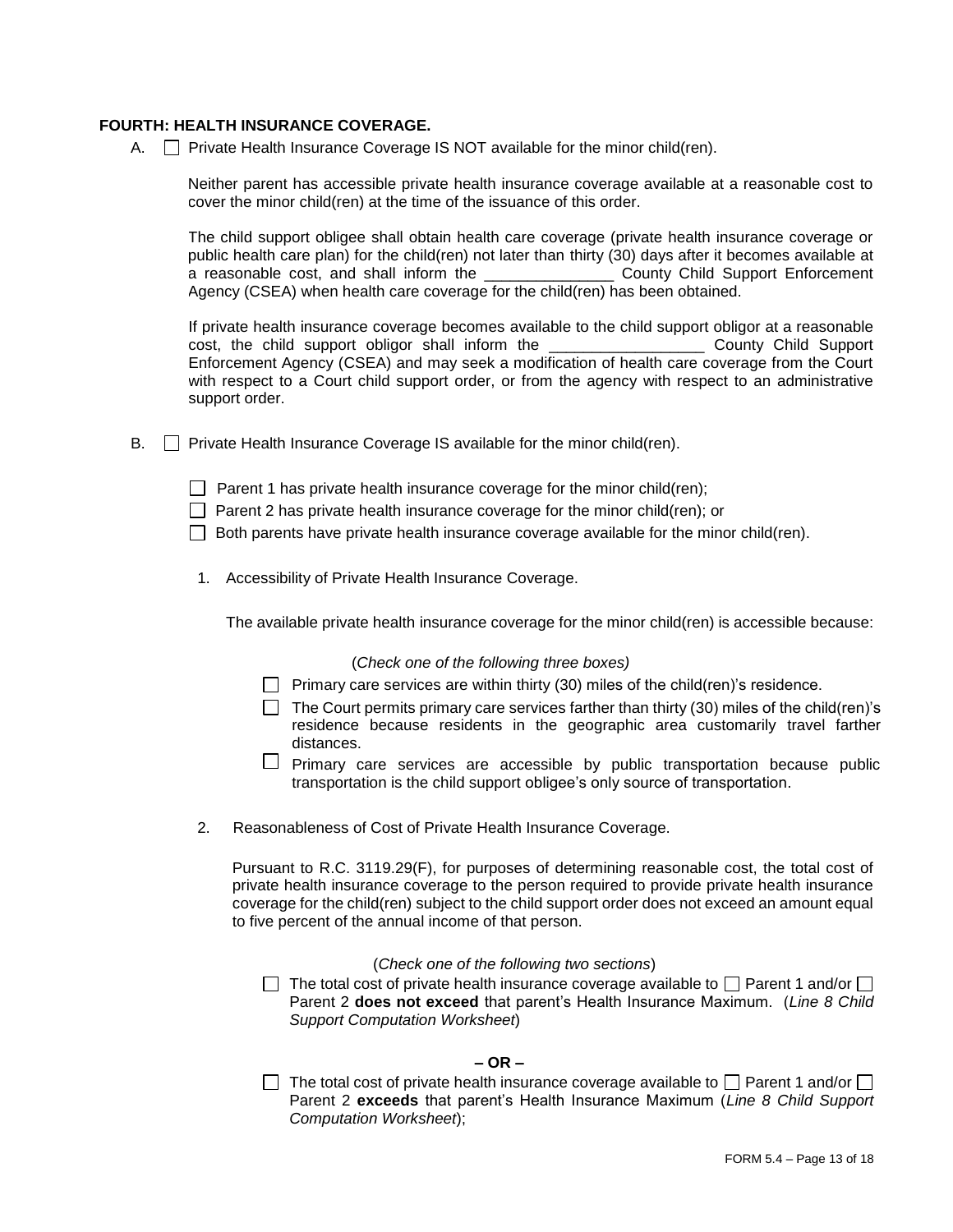**FOURTH: HEALTH INSURANCE COVERAGE.**

A. ☐ Private Health Insurance Coverage IS NOT available for the minor child(ren).

Neither parent has accessible private health insurance coverage available at a reasonable cost to cover the minor child(ren) at the time of the issuance of this order.

The child support obligee shall obtain health care coverage (private health insurance coverage or public health care plan) for the child(ren) not later than thirty (30) days after it becomes available at a reasonable cost, and shall inform the _______________ County Child Support Enforcement Agency (CSEA) when health care coverage for the child(ren) has been obtained.

If private health insurance coverage becomes available to the child support obligor at a reasonable cost, the child support obligor shall inform the __________________ County Child Support Enforcement Agency (CSEA) and may seek a modification of health care coverage from the Court with respect to a Court child support order, or from the agency with respect to an administrative support order.

B. ☐ Private Health Insurance Coverage IS available for the minor child(ren).

☐ Parent 1 has private health insurance coverage for the minor child(ren);
☐ Parent 2 has private health insurance coverage for the minor child(ren); or
☐ Both parents have private health insurance coverage available for the minor child(ren).

1. Accessibility of Private Health Insurance Coverage.

The available private health insurance coverage for the minor child(ren) is accessible because:

(*Check one of the following three boxes)*

☐ Primary care services are within thirty (30) miles of the child(ren)'s residence.

☐ The Court permits primary care services farther than thirty (30) miles of the child(ren)'s residence because residents in the geographic area customarily travel farther distances.

☐ Primary care services are accessible by public transportation because public transportation is the child support obligee's only source of transportation.

2. Reasonableness of Cost of Private Health Insurance Coverage.

Pursuant to R.C. 3119.29(F), for purposes of determining reasonable cost, the total cost of private health insurance coverage to the person required to provide private health insurance coverage for the child(ren) subject to the child support order does not exceed an amount equal to five percent of the annual income of that person.

(*Check one of the following two sections*)

☐ The total cost of private health insurance coverage available to ☐ Parent 1 and/or ☐ Parent 2 **does not exceed** that parent's Health Insurance Maximum. (*Line 8 Child Support Computation Worksheet*)

**– OR –**

☐ The total cost of private health insurance coverage available to ☐ Parent 1 and/or ☐ Parent 2 **exceeds** that parent's Health Insurance Maximum (*Line 8 Child Support Computation Worksheet*);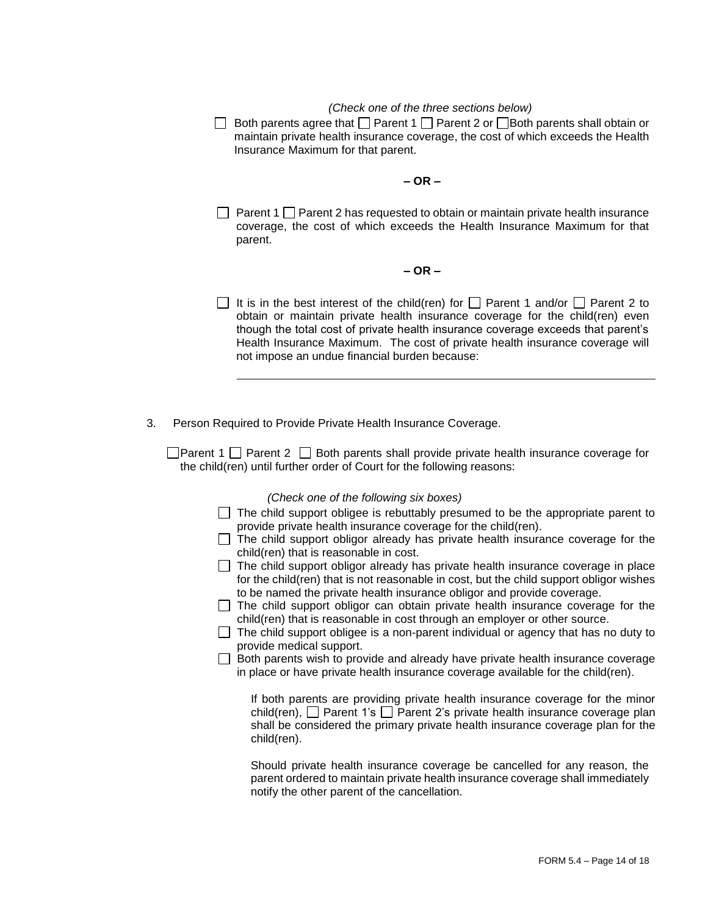*(Check one of the three sections below)*

☐ Both parents agree that ☐ Parent 1 ☐ Parent 2 or ☐ Both parents shall obtain or maintain private health insurance coverage, the cost of which exceeds the Health Insurance Maximum for that parent.

**– OR –**

☐ Parent 1 ☐ Parent 2 has requested to obtain or maintain private health insurance coverage, the cost of which exceeds the Health Insurance Maximum for that parent.

**– OR –**

☐ It is in the best interest of the child(ren) for ☐ Parent 1 and/or ☐ Parent 2 to obtain or maintain private health insurance coverage for the child(ren) even though the total cost of private health insurance coverage exceeds that parent's Health Insurance Maximum. The cost of private health insurance coverage will not impose an undue financial burden because:

______________________________________________________________

3. Person Required to Provide Private Health Insurance Coverage.

☐ Parent 1 ☐ Parent 2 ☐ Both parents shall provide private health insurance coverage for the child(ren) until further order of Court for the following reasons:

*(Check one of the following six boxes)*

☐ The child support obligee is rebuttably presumed to be the appropriate parent to provide private health insurance coverage for the child(ren).
☐ The child support obligor already has private health insurance coverage for the child(ren) that is reasonable in cost.
☐ The child support obligor already has private health insurance coverage in place for the child(ren) that is not reasonable in cost, but the child support obligor wishes to be named the private health insurance obligor and provide coverage.
☐ The child support obligor can obtain private health insurance coverage for the child(ren) that is reasonable in cost through an employer or other source.
☐ The child support obligee is a non-parent individual or agency that has no duty to provide medical support.
☐ Both parents wish to provide and already have private health insurance coverage in place or have private health insurance coverage available for the child(ren).

If both parents are providing private health insurance coverage for the minor child(ren), ☐ Parent 1's ☐ Parent 2's private health insurance coverage plan shall be considered the primary private health insurance coverage plan for the child(ren).

Should private health insurance coverage be cancelled for any reason, the parent ordered to maintain private health insurance coverage shall immediately notify the other parent of the cancellation.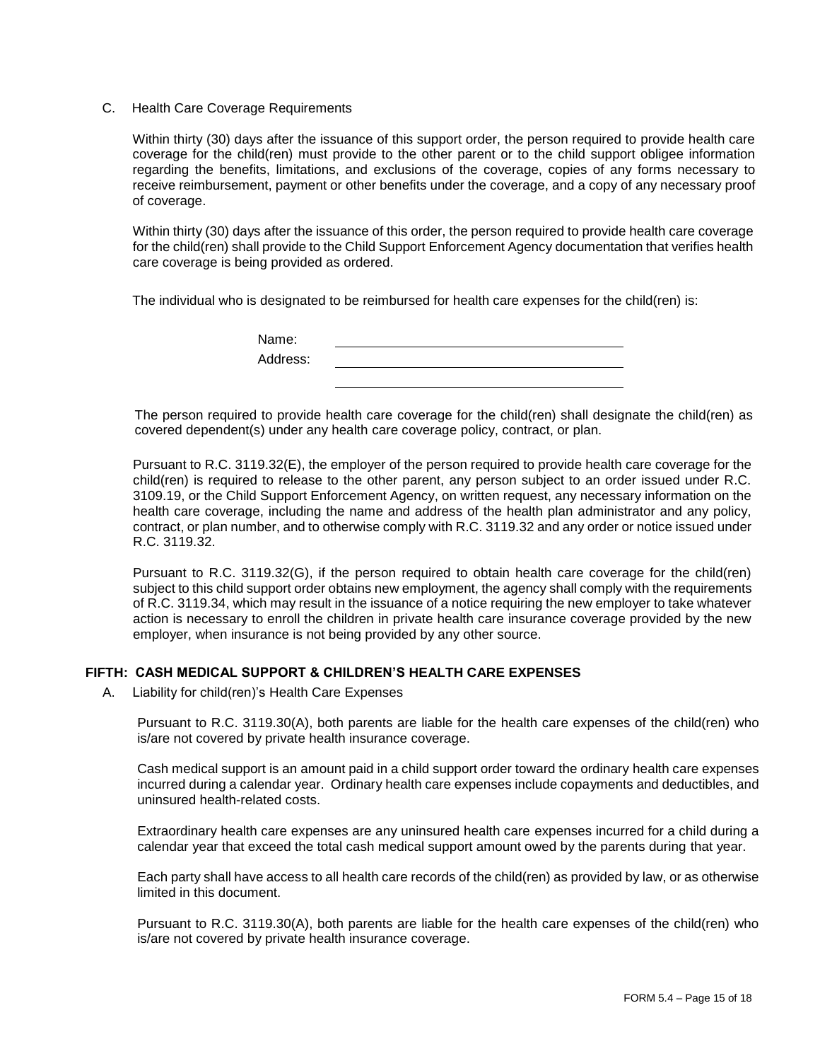C. Health Care Coverage Requirements

Within thirty (30) days after the issuance of this support order, the person required to provide health care coverage for the child(ren) must provide to the other parent or to the child support obligee information regarding the benefits, limitations, and exclusions of the coverage, copies of any forms necessary to receive reimbursement, payment or other benefits under the coverage, and a copy of any necessary proof of coverage.

Within thirty (30) days after the issuance of this order, the person required to provide health care coverage for the child(ren) shall provide to the Child Support Enforcement Agency documentation that verifies health care coverage is being provided as ordered.

The individual who is designated to be reimbursed for health care expenses for the child(ren) is:

Name: ______________________________________

Address: ______________________________________

______________________________________

The person required to provide health care coverage for the child(ren) shall designate the child(ren) as covered dependent(s) under any health care coverage policy, contract, or plan.

Pursuant to R.C. 3119.32(E), the employer of the person required to provide health care coverage for the child(ren) is required to release to the other parent, any person subject to an order issued under R.C. 3109.19, or the Child Support Enforcement Agency, on written request, any necessary information on the health care coverage, including the name and address of the health plan administrator and any policy, contract, or plan number, and to otherwise comply with R.C. 3119.32 and any order or notice issued under R.C. 3119.32.

Pursuant to R.C. 3119.32(G), if the person required to obtain health care coverage for the child(ren) subject to this child support order obtains new employment, the agency shall comply with the requirements of R.C. 3119.34, which may result in the issuance of a notice requiring the new employer to take whatever action is necessary to enroll the children in private health care insurance coverage provided by the new employer, when insurance is not being provided by any other source.

## FIFTH: CASH MEDICAL SUPPORT & CHILDREN'S HEALTH CARE EXPENSES

A. Liability for child(ren)'s Health Care Expenses

Pursuant to R.C. 3119.30(A), both parents are liable for the health care expenses of the child(ren) who is/are not covered by private health insurance coverage.

Cash medical support is an amount paid in a child support order toward the ordinary health care expenses incurred during a calendar year. Ordinary health care expenses include copayments and deductibles, and uninsured health-related costs.

Extraordinary health care expenses are any uninsured health care expenses incurred for a child during a calendar year that exceed the total cash medical support amount owed by the parents during that year.

Each party shall have access to all health care records of the child(ren) as provided by law, or as otherwise limited in this document.

Pursuant to R.C. 3119.30(A), both parents are liable for the health care expenses of the child(ren) who is/are not covered by private health insurance coverage.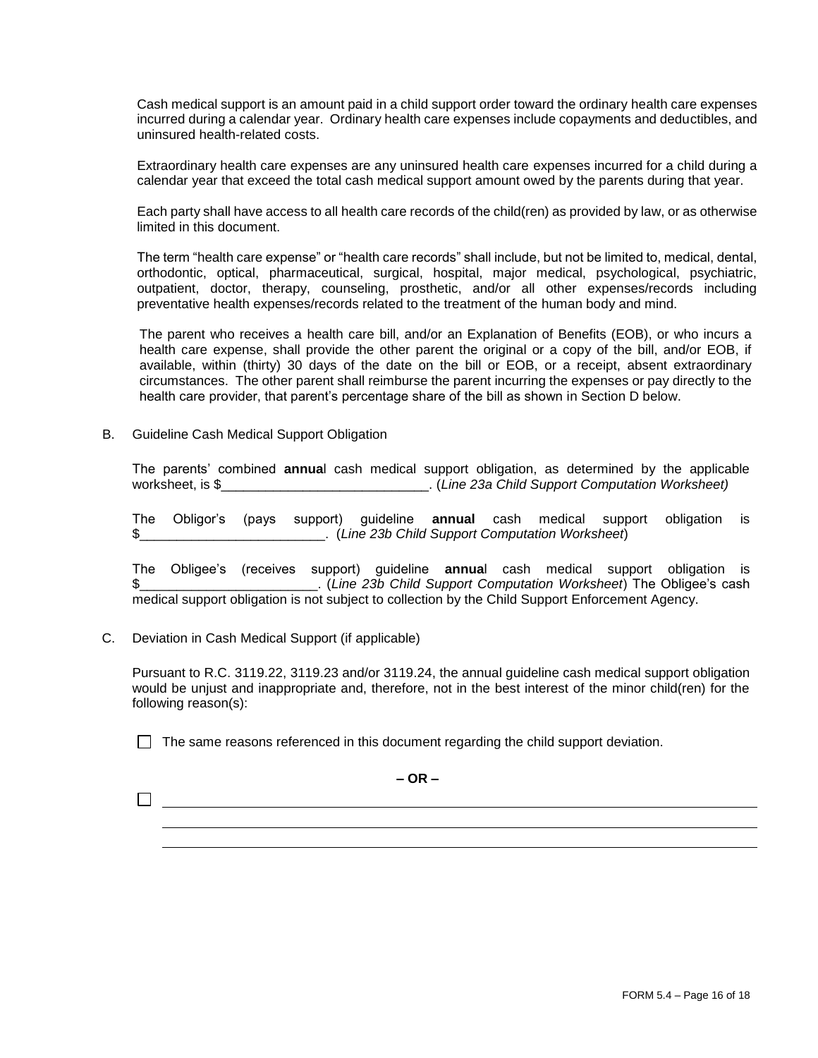Cash medical support is an amount paid in a child support order toward the ordinary health care expenses incurred during a calendar year. Ordinary health care expenses include copayments and deductibles, and uninsured health-related costs.

Extraordinary health care expenses are any uninsured health care expenses incurred for a child during a calendar year that exceed the total cash medical support amount owed by the parents during that year.

Each party shall have access to all health care records of the child(ren) as provided by law, or as otherwise limited in this document.

The term "health care expense" or "health care records" shall include, but not be limited to, medical, dental, orthodontic, optical, pharmaceutical, surgical, hospital, major medical, psychological, psychiatric, outpatient, doctor, therapy, counseling, prosthetic, and/or all other expenses/records including preventative health expenses/records related to the treatment of the human body and mind.

The parent who receives a health care bill, and/or an Explanation of Benefits (EOB), or who incurs a health care expense, shall provide the other parent the original or a copy of the bill, and/or EOB, if available, within (thirty) 30 days of the date on the bill or EOB, or a receipt, absent extraordinary circumstances. The other parent shall reimburse the parent incurring the expenses or pay directly to the health care provider, that parent's percentage share of the bill as shown in Section D below.

B. Guideline Cash Medical Support Obligation

The parents' combined **annua**l cash medical support obligation, as determined by the applicable worksheet, is $____________________________. (*Line 23a Child Support Computation Worksheet)*

The Obligor's (pays support) guideline **annual** cash medical support obligation is $_________________________. (*Line 23b Child Support Computation Worksheet*)

The Obligee's (receives support) guideline **annua**l cash medical support obligation is $________________________. (*Line 23b Child Support Computation Worksheet*) The Obligee's cash medical support obligation is not subject to collection by the Child Support Enforcement Agency.

C. Deviation in Cash Medical Support (if applicable)

Pursuant to R.C. 3119.22, 3119.23 and/or 3119.24, the annual guideline cash medical support obligation would be unjust and inappropriate and, therefore, not in the best interest of the minor child(ren) for the following reason(s):

☐ The same reasons referenced in this document regarding the child support deviation.

**– OR –**

☐ ____________________________________________________________________________

____________________________________________________________________________

____________________________________________________________________________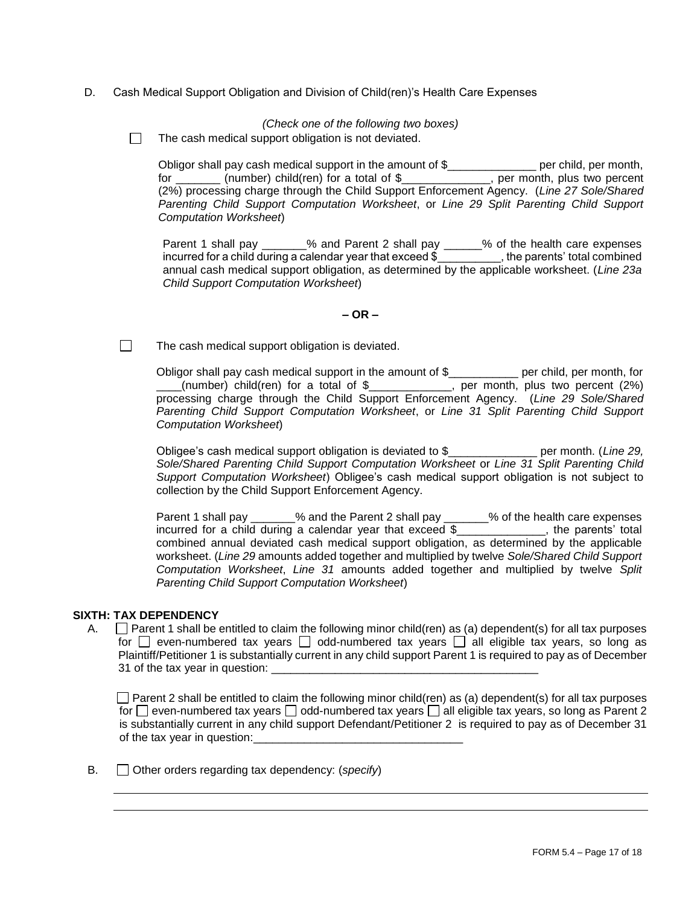D. Cash Medical Support Obligation and Division of Child(ren)'s Health Care Expenses

*(Check one of the following two boxes)*

☐ The cash medical support obligation is not deviated.

Obligor shall pay cash medical support in the amount of $______________ per child, per month, for _______ (number) child(ren) for a total of $______________, per month, plus two percent (2%) processing charge through the Child Support Enforcement Agency. (*Line 27 Sole/Shared Parenting Child Support Computation Worksheet*, or *Line 29 Split Parenting Child Support Computation Worksheet*)

Parent 1 shall pay _______% and Parent 2 shall pay ______% of the health care expenses incurred for a child during a calendar year that exceed $__________, the parents' total combined annual cash medical support obligation, as determined by the applicable worksheet. (*Line 23a Child Support Computation Worksheet*)

**– OR –**

☐ The cash medical support obligation is deviated.

Obligor shall pay cash medical support in the amount of $___________ per child, per month, for ____(number) child(ren) for a total of $_____________, per month, plus two percent (2%) processing charge through the Child Support Enforcement Agency. (*Line 29 Sole/Shared Parenting Child Support Computation Worksheet*, or *Line 31 Split Parenting Child Support Computation Worksheet*)

Obligee's cash medical support obligation is deviated to $______________ per month. (*Line 29, Sole/Shared Parenting Child Support Computation Worksheet* or *Line 31 Split Parenting Child Support Computation Worksheet*) Obligee's cash medical support obligation is not subject to collection by the Child Support Enforcement Agency.

Parent 1 shall pay _______% and the Parent 2 shall pay _______% of the health care expenses incurred for a child during a calendar year that exceed $______________, the parents' total combined annual deviated cash medical support obligation, as determined by the applicable worksheet. (*Line 29* amounts added together and multiplied by twelve *Sole/Shared Child Support Computation Worksheet*, *Line 31* amounts added together and multiplied by twelve *Split Parenting Child Support Computation Worksheet*)

**SIXTH: TAX DEPENDENCY**

A. ☐ Parent 1 shall be entitled to claim the following minor child(ren) as (a) dependent(s) for all tax purposes for ☐ even-numbered tax years ☐ odd-numbered tax years ☐ all eligible tax years, so long as Plaintiff/Petitioner 1 is substantially current in any child support Parent 1 is required to pay as of December 31 of the tax year in question: ___________________________________________

☐ Parent 2 shall be entitled to claim the following minor child(ren) as (a) dependent(s) for all tax purposes for ☐ even-numbered tax years ☐ odd-numbered tax years ☐ all eligible tax years, so long as Parent 2 is substantially current in any child support Defendant/Petitioner 2 is required to pay as of December 31 of the tax year in question:_________________________________

B. ☐ Other orders regarding tax dependency: (*specify*)

______________________________________________________________________________

______________________________________________________________________________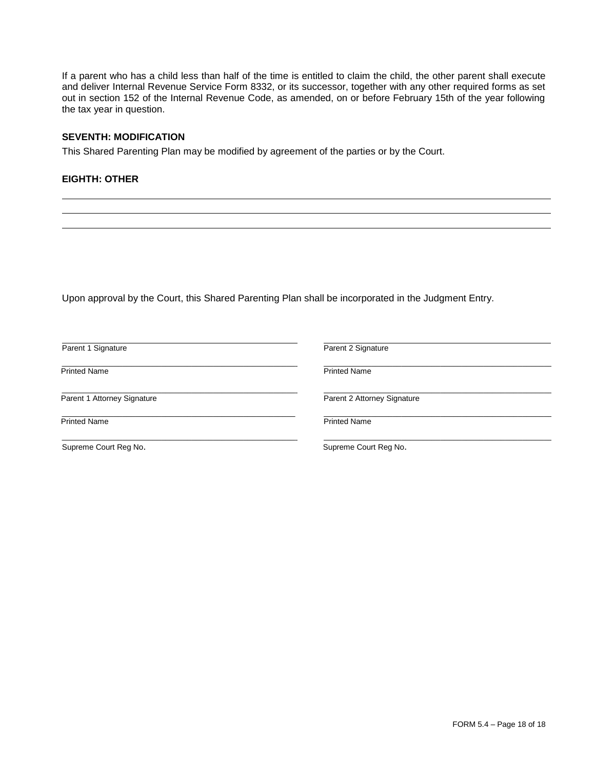If a parent who has a child less than half of the time is entitled to claim the child, the other parent shall execute and deliver Internal Revenue Service Form 8332, or its successor, together with any other required forms as set out in section 152 of the Internal Revenue Code, as amended, on or before February 15th of the year following the tax year in question.

### SEVENTH: MODIFICATION

This Shared Parenting Plan may be modified by agreement of the parties or by the Court.

### EIGHTH: OTHER

\_\_\_\_\_\_\_\_\_\_\_\_\_\_\_\_\_\_\_\_\_\_\_\_\_\_\_\_\_\_\_\_\_\_\_\_\_\_\_\_\_\_\_\_\_\_\_\_\_\_\_\_\_\_\_\_\_\_\_\_\_\_\_\_\_\_\_\_\_\_\_\_\_\_\_\_\_\_

\_\_\_\_\_\_\_\_\_\_\_\_\_\_\_\_\_\_\_\_\_\_\_\_\_\_\_\_\_\_\_\_\_\_\_\_\_\_\_\_\_\_\_\_\_\_\_\_\_\_\_\_\_\_\_\_\_\_\_\_\_\_\_\_\_\_\_\_\_\_\_\_\_\_\_\_\_\_

\_\_\_\_\_\_\_\_\_\_\_\_\_\_\_\_\_\_\_\_\_\_\_\_\_\_\_\_\_\_\_\_\_\_\_\_\_\_\_\_\_\_\_\_\_\_\_\_\_\_\_\_\_\_\_\_\_\_\_\_\_\_\_\_\_\_\_\_\_\_\_\_\_\_\_\_\_\_

Upon approval by the Court, this Shared Parenting Plan shall be incorporated in the Judgment Entry.

| | |
|---|---|
| \_\_\_\_\_\_\_\_\_\_\_\_\_\_\_\_\_\_\_\_\_\_\_\_\_\_\_\_ | \_\_\_\_\_\_\_\_\_\_\_\_\_\_\_\_\_\_\_\_\_\_\_\_\_\_\_\_ |
| Parent 1 Signature | Parent 2 Signature |
| \_\_\_\_\_\_\_\_\_\_\_\_\_\_\_\_\_\_\_\_\_\_\_\_\_\_\_\_ | \_\_\_\_\_\_\_\_\_\_\_\_\_\_\_\_\_\_\_\_\_\_\_\_\_\_\_\_ |
| Printed Name | Printed Name |
| \_\_\_\_\_\_\_\_\_\_\_\_\_\_\_\_\_\_\_\_\_\_\_\_\_\_\_\_ | \_\_\_\_\_\_\_\_\_\_\_\_\_\_\_\_\_\_\_\_\_\_\_\_\_\_\_\_ |
| Parent 1 Attorney Signature | Parent 2 Attorney Signature |
| \_\_\_\_\_\_\_\_\_\_\_\_\_\_\_\_\_\_\_\_\_\_\_\_\_\_\_\_ | \_\_\_\_\_\_\_\_\_\_\_\_\_\_\_\_\_\_\_\_\_\_\_\_\_\_\_\_ |
| Printed Name | Printed Name |
| \_\_\_\_\_\_\_\_\_\_\_\_\_\_\_\_\_\_\_\_\_\_\_\_\_\_\_\_ | \_\_\_\_\_\_\_\_\_\_\_\_\_\_\_\_\_\_\_\_\_\_\_\_\_\_\_\_ |
| Supreme Court Reg No. | Supreme Court Reg No. |